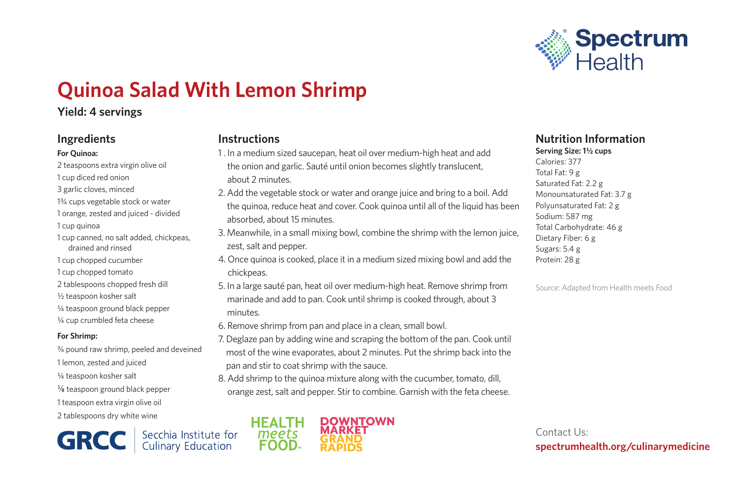Spectrum Health

# Quinoa Salad With Lemon Shrimp

**Yield: 4 servings**

## Ingredients

**For Quinoa:**

- 2 teaspoons extra virgin olive oil
- 1 cup diced red onion
- 3 garlic cloves, minced
- 1¾ cups vegetable stock or water
- 1 orange, zested and juiced - divided
- 1 cup quinoa
- 1 cup canned, no salt added, chickpeas, drained and rinsed
- 1 cup chopped cucumber
- 1 cup chopped tomato
- 2 tablespoons chopped fresh dill
- ½ teaspoon kosher salt
- ¼ teaspoon ground black pepper
- ¼ cup crumbled feta cheese

**For Shrimp:**

- ¾ pound raw shrimp, peeled and deveined
- 1 lemon, zested and juiced
- ¼ teaspoon kosher salt
- ⅛ teaspoon ground black pepper
- 1 teaspoon extra virgin olive oil
- 2 tablespoons dry white wine

## Instructions

1. In a medium sized saucepan, heat oil over medium-high heat and add the onion and garlic. Sauté until onion becomes slightly translucent, about 2 minutes.
2. Add the vegetable stock or water and orange juice and bring to a boil. Add the quinoa, reduce heat and cover. Cook quinoa until all of the liquid has been absorbed, about 15 minutes.
3. Meanwhile, in a small mixing bowl, combine the shrimp with the lemon juice, zest, salt and pepper.
4. Once quinoa is cooked, place it in a medium sized mixing bowl and add the chickpeas.
5. In a large sauté pan, heat oil over medium-high heat. Remove shrimp from marinade and add to pan. Cook until shrimp is cooked through, about 3 minutes.
6. Remove shrimp from pan and place in a clean, small bowl.
7. Deglaze pan by adding wine and scraping the bottom of the pan. Cook until most of the wine evaporates, about 2 minutes. Put the shrimp back into the pan and stir to coat shrimp with the sauce.
8. Add shrimp to the quinoa mixture along with the cucumber, tomato, dill, orange zest, salt and pepper. Stir to combine. Garnish with the feta cheese.

## Nutrition Information

**Serving Size: 1½ cups**

Calories: 377
Total Fat: 9 g
Saturated Fat: 2.2 g
Monounsaturated Fat: 3.7 g
Polyunsaturated Fat: 2 g
Sodium: 587 mg
Total Carbohydrate: 46 g
Dietary Fiber: 6 g
Sugars: 5.4 g
Protein: 28 g

Source: Adapted from Health meets Food

GRCC | Secchia Institute for Culinary Education

HEALTH meets FOOD

DOWNTOWN MARKET GRAND RAPIDS

Contact Us:
**spectrumhealth.org/culinarymedicine**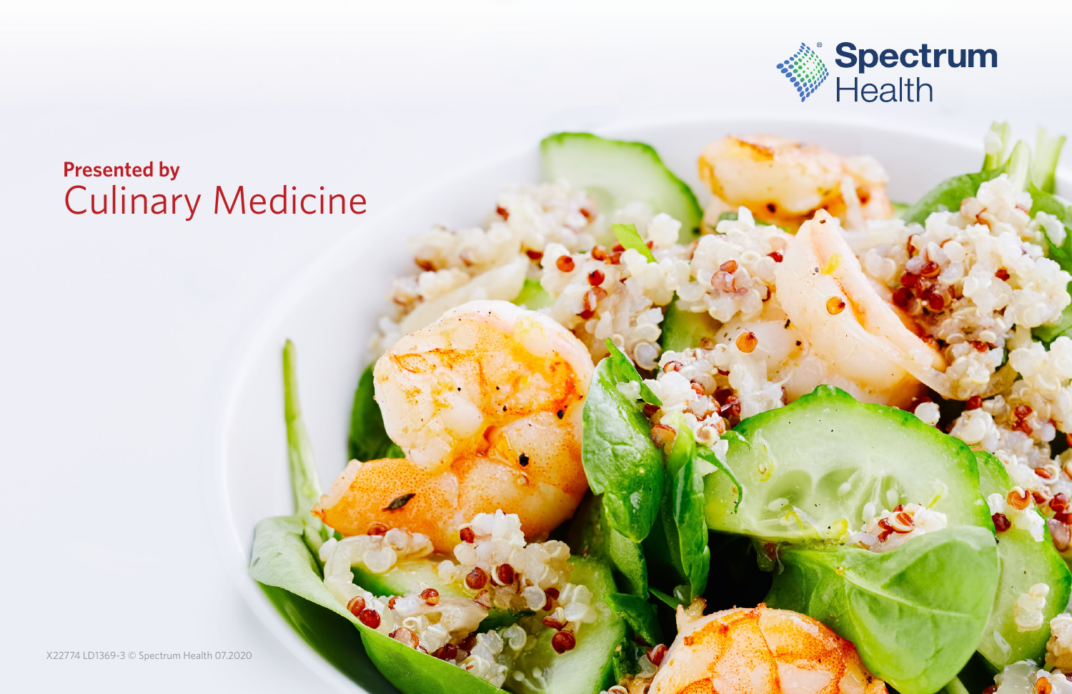**Presented by**

Culinary Medicine

Spectrum Health

X22774 LD1369-3 © Spectrum Health 07.2020